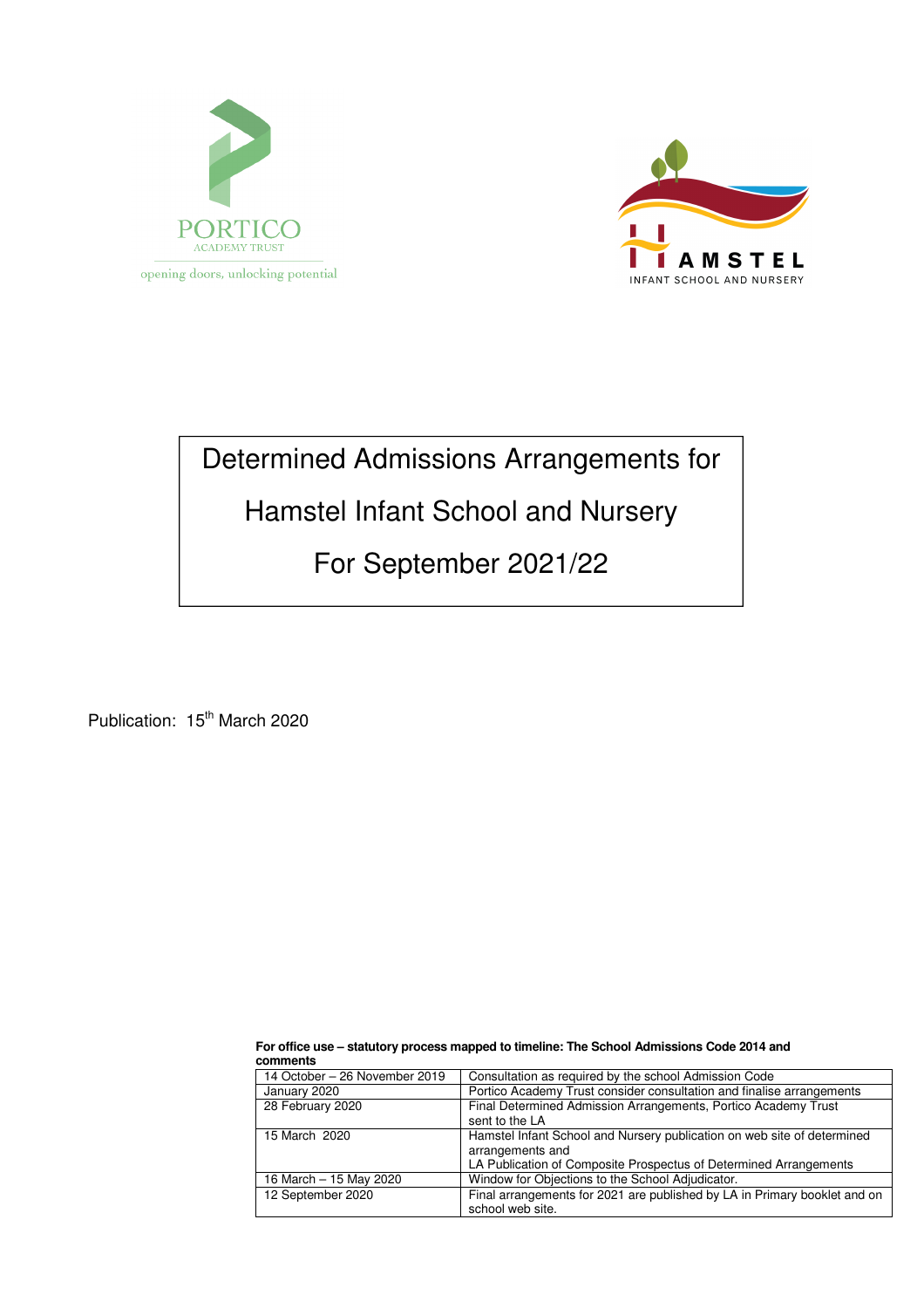PORTICO
ACADEMY TRUST
opening doors, unlocking potential

HAMSTEL
INFANT SCHOOL AND NURSERY

# Determined Admissions Arrangements for Hamstel Infant School and Nursery For September 2021/22

Publication: 15th March 2020

**For office use – statutory process mapped to timeline: The School Admissions Code 2014 and comments**

| | |
|---|---|
| 14 October – 26 November 2019 | Consultation as required by the school Admission Code |
| January 2020 | Portico Academy Trust consider consultation and finalise arrangements |
| 28 February 2020 | Final Determined Admission Arrangements, Portico Academy Trust sent to the LA |
| 15 March 2020 | Hamstel Infant School and Nursery publication on web site of determined arrangements and<br>LA Publication of Composite Prospectus of Determined Arrangements |
| 16 March – 15 May 2020 | Window for Objections to the School Adjudicator. |
| 12 September 2020 | Final arrangements for 2021 are published by LA in Primary booklet and on school web site. |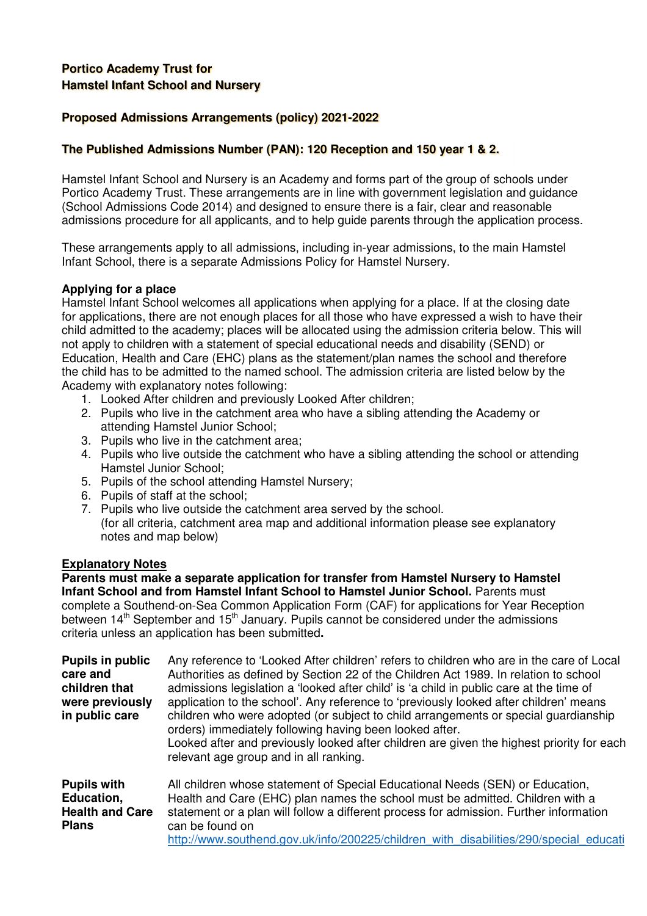**Portico Academy Trust for**
**Hamstel Infant School and Nursery**

**Proposed Admissions Arrangements (policy) 2021-2022**

**The Published Admissions Number (PAN): 120 Reception and 150 year 1 & 2.**

Hamstel Infant School and Nursery is an Academy and forms part of the group of schools under Portico Academy Trust. These arrangements are in line with government legislation and guidance (School Admissions Code 2014) and designed to ensure there is a fair, clear and reasonable admissions procedure for all applicants, and to help guide parents through the application process.

These arrangements apply to all admissions, including in-year admissions, to the main Hamstel Infant School, there is a separate Admissions Policy for Hamstel Nursery.

**Applying for a place**
Hamstel Infant School welcomes all applications when applying for a place. If at the closing date for applications, there are not enough places for all those who have expressed a wish to have their child admitted to the academy; places will be allocated using the admission criteria below. This will not apply to children with a statement of special educational needs and disability (SEND) or Education, Health and Care (EHC) plans as the statement/plan names the school and therefore the child has to be admitted to the named school. The admission criteria are listed below by the Academy with explanatory notes following:

1. Looked After children and previously Looked After children;
2. Pupils who live in the catchment area who have a sibling attending the Academy or attending Hamstel Junior School;
3. Pupils who live in the catchment area;
4. Pupils who live outside the catchment who have a sibling attending the school or attending Hamstel Junior School;
5. Pupils of the school attending Hamstel Nursery;
6. Pupils of staff at the school;
7. Pupils who live outside the catchment area served by the school.
   (for all criteria, catchment area map and additional information please see explanatory notes and map below)

**Explanatory Notes**

**Parents must make a separate application for transfer from Hamstel Nursery to Hamstel Infant School and from Hamstel Infant School to Hamstel Junior School.** Parents must complete a Southend-on-Sea Common Application Form (CAF) for applications for Year Reception between 14th September and 15th January. Pupils cannot be considered under the admissions criteria unless an application has been submitted**.**

**Pupils in public care and children that were previously in public care**

Any reference to 'Looked After children' refers to children who are in the care of Local Authorities as defined by Section 22 of the Children Act 1989. In relation to school admissions legislation a 'looked after child' is 'a child in public care at the time of application to the school'. Any reference to 'previously looked after children' means children who were adopted (or subject to child arrangements or special guardianship orders) immediately following having been looked after.
Looked after and previously looked after children are given the highest priority for each relevant age group and in all ranking.

**Pupils with Education, Health and Care Plans**

All children whose statement of Special Educational Needs (SEN) or Education, Health and Care (EHC) plan names the school must be admitted. Children with a statement or a plan will follow a different process for admission. Further information can be found on
http://www.southend.gov.uk/info/200225/children_with_disabilities/290/special_educati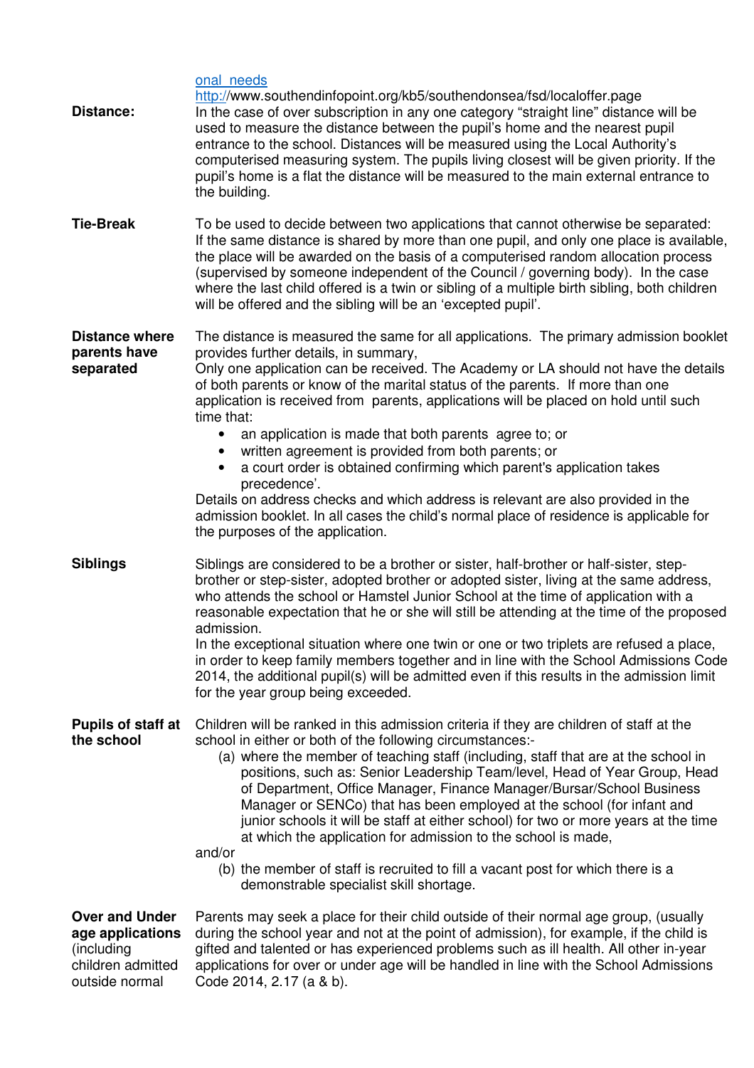onal_needs
http://www.southendinfopoint.org/kb5/southendonsea/fsd/localoffer.page

**Distance:**

In the case of over subscription in any one category "straight line" distance will be used to measure the distance between the pupil's home and the nearest pupil entrance to the school. Distances will be measured using the Local Authority's computerised measuring system. The pupils living closest will be given priority. If the pupil's home is a flat the distance will be measured to the main external entrance to the building.

**Tie-Break**

To be used to decide between two applications that cannot otherwise be separated: If the same distance is shared by more than one pupil, and only one place is available, the place will be awarded on the basis of a computerised random allocation process (supervised by someone independent of the Council / governing body). In the case where the last child offered is a twin or sibling of a multiple birth sibling, both children will be offered and the sibling will be an 'excepted pupil'.

**Distance where parents have separated**

The distance is measured the same for all applications. The primary admission booklet provides further details, in summary,
Only one application can be received. The Academy or LA should not have the details of both parents or know of the marital status of the parents. If more than one application is received from parents, applications will be placed on hold until such time that:

- an application is made that both parents agree to; or
- written agreement is provided from both parents; or
- a court order is obtained confirming which parent's application takes precedence'.

Details on address checks and which address is relevant are also provided in the admission booklet. In all cases the child's normal place of residence is applicable for the purposes of the application.

**Siblings**

Siblings are considered to be a brother or sister, half-brother or half-sister, step-brother or step-sister, adopted brother or adopted sister, living at the same address, who attends the school or Hamstel Junior School at the time of application with a reasonable expectation that he or she will still be attending at the time of the proposed admission.
In the exceptional situation where one twin or one or two triplets are refused a place, in order to keep family members together and in line with the School Admissions Code 2014, the additional pupil(s) will be admitted even if this results in the admission limit for the year group being exceeded.

**Pupils of staff at the school**

Children will be ranked in this admission criteria if they are children of staff at the school in either or both of the following circumstances:-

(a) where the member of teaching staff (including, staff that are at the school in positions, such as: Senior Leadership Team/level, Head of Year Group, Head of Department, Office Manager, Finance Manager/Bursar/School Business Manager or SENCo) that has been employed at the school (for infant and junior schools it will be staff at either school) for two or more years at the time at which the application for admission to the school is made,

and/or

(b) the member of staff is recruited to fill a vacant post for which there is a demonstrable specialist skill shortage.

**Over and Under age applications** (including children admitted outside normal

Parents may seek a place for their child outside of their normal age group, (usually during the school year and not at the point of admission), for example, if the child is gifted and talented or has experienced problems such as ill health. All other in-year applications for over or under age will be handled in line with the School Admissions Code 2014, 2.17 (a & b).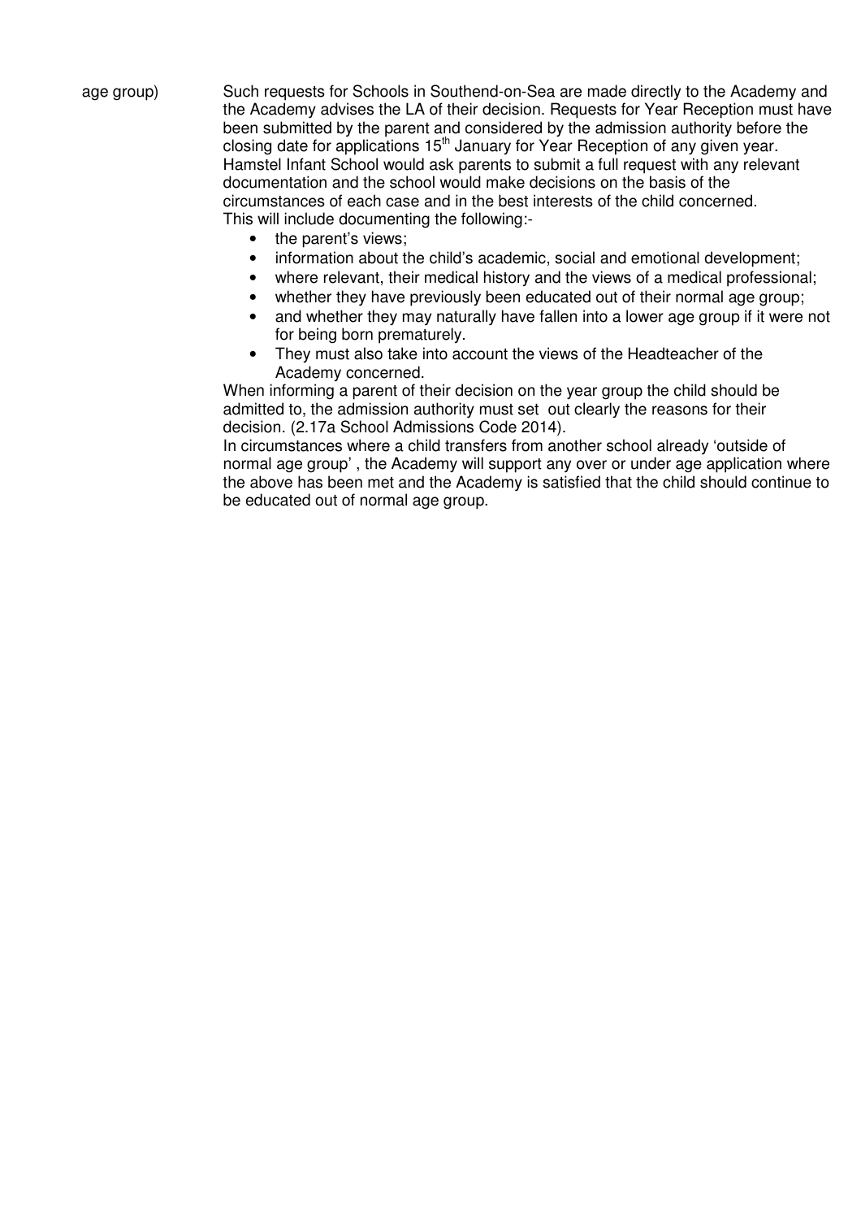age group)

Such requests for Schools in Southend-on-Sea are made directly to the Academy and the Academy advises the LA of their decision. Requests for Year Reception must have been submitted by the parent and considered by the admission authority before the closing date for applications 15th January for Year Reception of any given year. Hamstel Infant School would ask parents to submit a full request with any relevant documentation and the school would make decisions on the basis of the circumstances of each case and in the best interests of the child concerned. This will include documenting the following:-

- the parent's views;
- information about the child's academic, social and emotional development;
- where relevant, their medical history and the views of a medical professional;
- whether they have previously been educated out of their normal age group;
- and whether they may naturally have fallen into a lower age group if it were not for being born prematurely.
- They must also take into account the views of the Headteacher of the Academy concerned.

When informing a parent of their decision on the year group the child should be admitted to, the admission authority must set out clearly the reasons for their decision. (2.17a School Admissions Code 2014).

In circumstances where a child transfers from another school already 'outside of normal age group' , the Academy will support any over or under age application where the above has been met and the Academy is satisfied that the child should continue to be educated out of normal age group.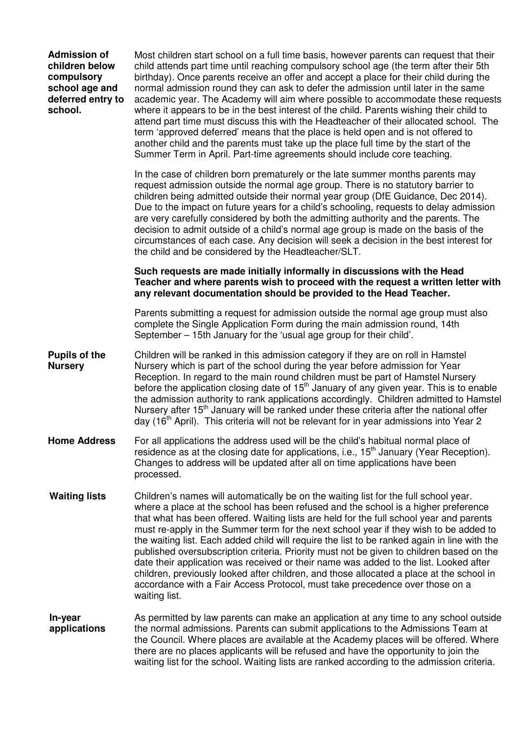**Admission of children below compulsory school age and deferred entry to school.**

Most children start school on a full time basis, however parents can request that their child attends part time until reaching compulsory school age (the term after their 5th birthday). Once parents receive an offer and accept a place for their child during the normal admission round they can ask to defer the admission until later in the same academic year. The Academy will aim where possible to accommodate these requests where it appears to be in the best interest of the child. Parents wishing their child to attend part time must discuss this with the Headteacher of their allocated school. The term 'approved deferred' means that the place is held open and is not offered to another child and the parents must take up the place full time by the start of the Summer Term in April. Part-time agreements should include core teaching.

In the case of children born prematurely or the late summer months parents may request admission outside the normal age group. There is no statutory barrier to children being admitted outside their normal year group (DfE Guidance, Dec 2014). Due to the impact on future years for a child's schooling, requests to delay admission are very carefully considered by both the admitting authority and the parents. The decision to admit outside of a child's normal age group is made on the basis of the circumstances of each case. Any decision will seek a decision in the best interest for the child and be considered by the Headteacher/SLT.

**Such requests are made initially informally in discussions with the Head Teacher and where parents wish to proceed with the request a written letter with any relevant documentation should be provided to the Head Teacher.**

Parents submitting a request for admission outside the normal age group must also complete the Single Application Form during the main admission round, 14th September – 15th January for the 'usual age group for their child'.

**Pupils of the Nursery**

Children will be ranked in this admission category if they are on roll in Hamstel Nursery which is part of the school during the year before admission for Year Reception. In regard to the main round children must be part of Hamstel Nursery before the application closing date of 15th January of any given year. This is to enable the admission authority to rank applications accordingly. Children admitted to Hamstel Nursery after 15th January will be ranked under these criteria after the national offer day (16th April). This criteria will not be relevant for in year admissions into Year 2

**Home Address**

For all applications the address used will be the child's habitual normal place of residence as at the closing date for applications, i.e., 15th January (Year Reception). Changes to address will be updated after all on time applications have been processed.

**Waiting lists**

Children's names will automatically be on the waiting list for the full school year. where a place at the school has been refused and the school is a higher preference that what has been offered. Waiting lists are held for the full school year and parents must re-apply in the Summer term for the next school year if they wish to be added to the waiting list. Each added child will require the list to be ranked again in line with the published oversubscription criteria. Priority must not be given to children based on the date their application was received or their name was added to the list. Looked after children, previously looked after children, and those allocated a place at the school in accordance with a Fair Access Protocol, must take precedence over those on a waiting list.

**In-year applications**

As permitted by law parents can make an application at any time to any school outside the normal admissions. Parents can submit applications to the Admissions Team at the Council. Where places are available at the Academy places will be offered. Where there are no places applicants will be refused and have the opportunity to join the waiting list for the school. Waiting lists are ranked according to the admission criteria.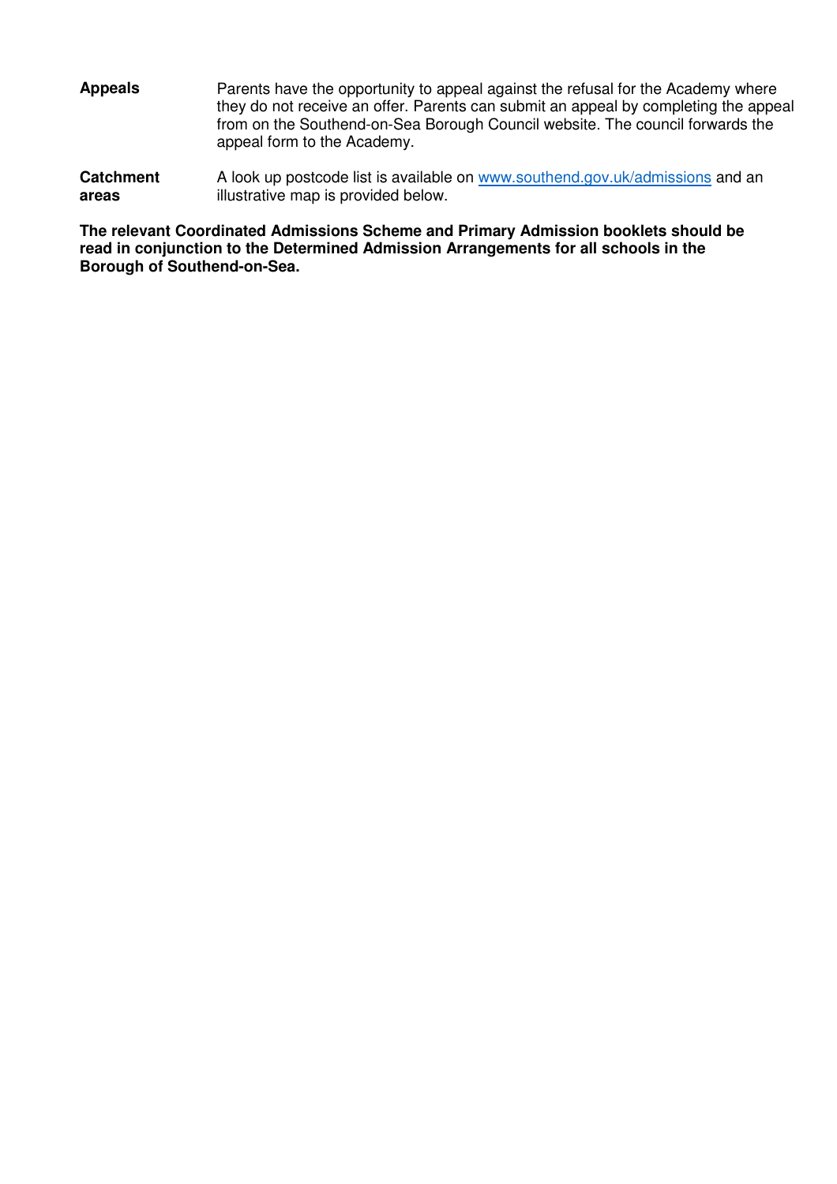**Appeals**

Parents have the opportunity to appeal against the refusal for the Academy where they do not receive an offer. Parents can submit an appeal by completing the appeal from on the Southend-on-Sea Borough Council website. The council forwards the appeal form to the Academy.

**Catchment areas**

A look up postcode list is available on [www.southend.gov.uk/admissions](http://www.southend.gov.uk/admissions) and an illustrative map is provided below.

**The relevant Coordinated Admissions Scheme and Primary Admission booklets should be read in conjunction to the Determined Admission Arrangements for all schools in the Borough of Southend-on-Sea.**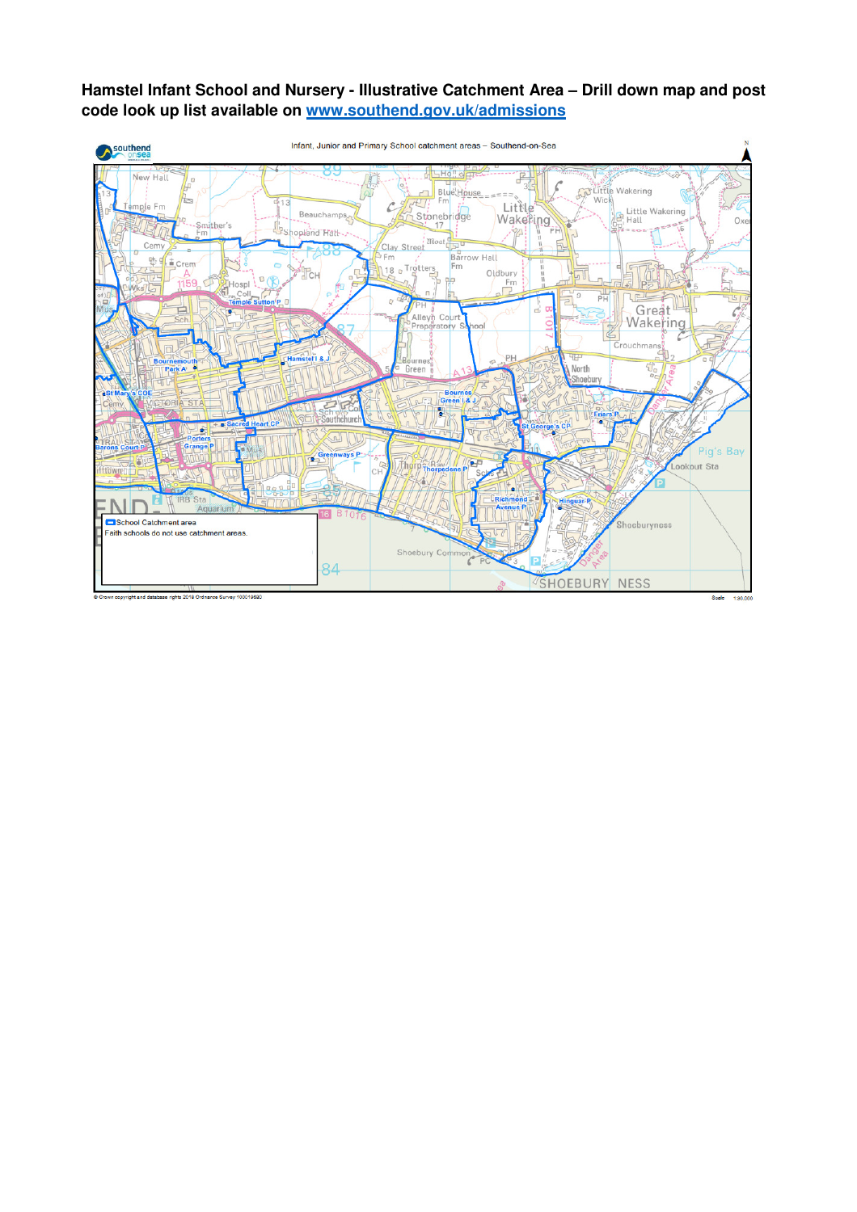**Hamstel Infant School and Nursery - Illustrative Catchment Area – Drill down map and post code look up list available on [www.southend.gov.uk/admissions](http://www.southend.gov.uk/admissions)**

Infant, Junior and Primary School catchment areas – Southend-on-Sea

School Catchment area

Faith schools do not use catchment areas.

© Crown copyright and database rights 2018 Ordnance Survey 100019680

Scale 1:30,000